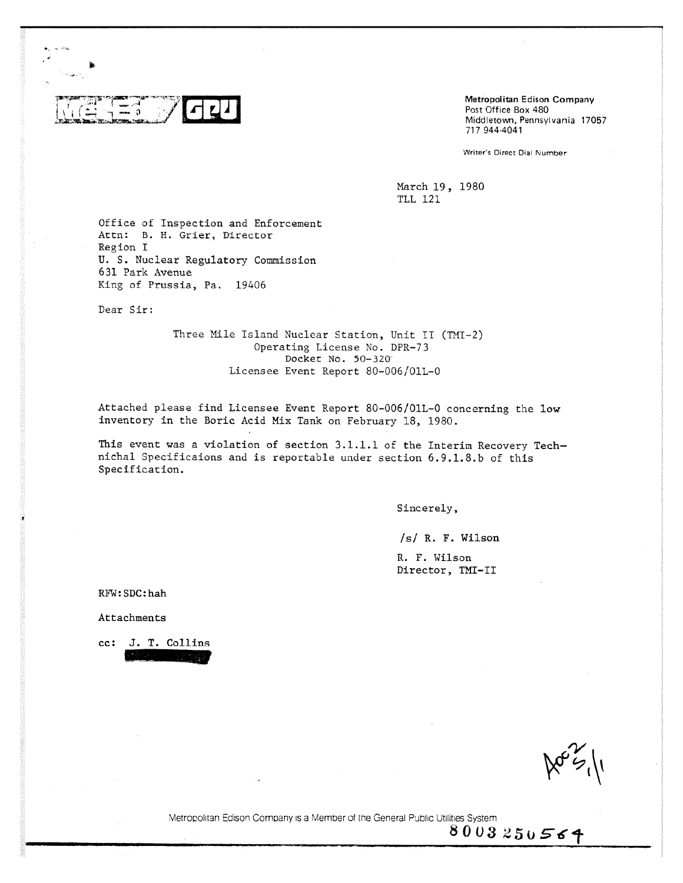Met-Ed / GPU

**Metropolitan Edison Company**
Post Office Box 480
Middletown, Pennsylvania 17057
717 944-4041

Writer's Direct Dial Number

March 19, 1980
TLL 121

Office of Inspection and Enforcement
Attn: B. H. Grier, Director
Region I
U. S. Nuclear Regulatory Commission
631 Park Avenue
King of Prussia, Pa. 19406

Dear Sir:

Three Mile Island Nuclear Station, Unit II (TMI-2)
Operating License No. DPR-73
Docket No. 50-320
Licensee Event Report 80-006/01L-0

Attached please find Licensee Event Report 80-006/01L-0 concerning the low inventory in the Boric Acid Mix Tank on February 18, 1980.

This event was a violation of section 3.1.1.1 of the Interim Recovery Technichal Specificaions and is reportable under section 6.9.1.8.b of this Specification.

Sincerely,

/s/ R. F. Wilson

R. F. Wilson
Director, TMI-II

RFW:SDC:hah

Attachments

cc: J. T. Collins

Metropolitan Edison Company is a Member of the General Public Utilities System

8003250564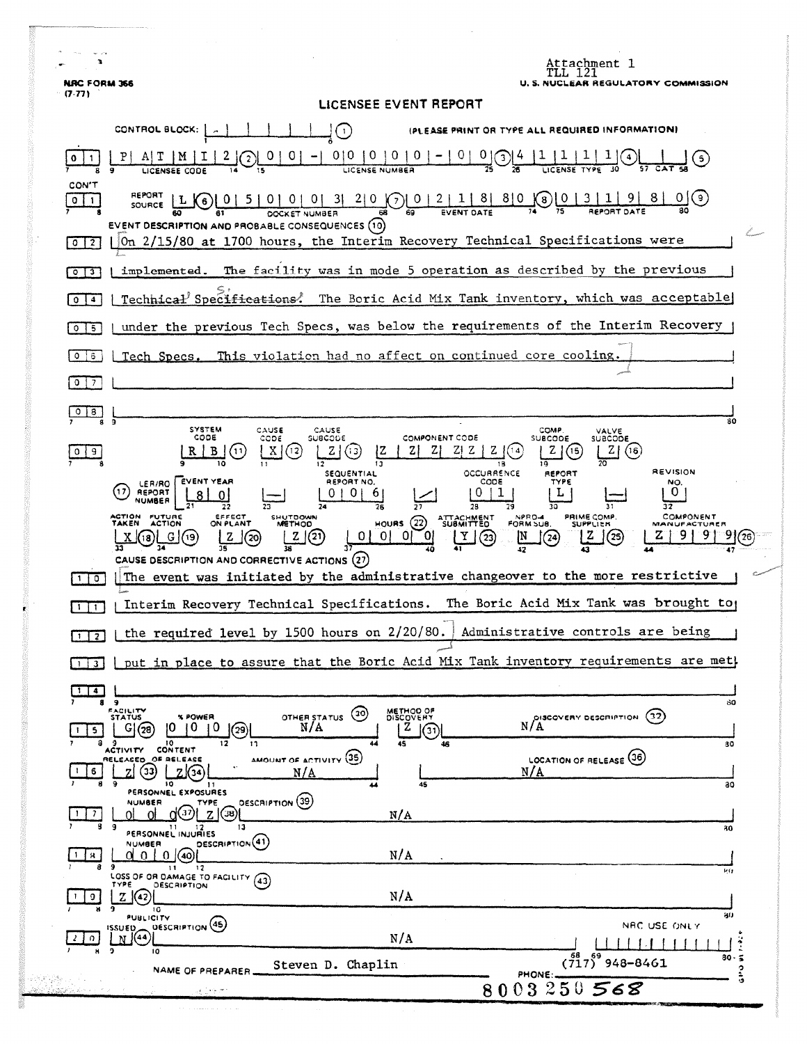Attachment 1
TLL 121

NRC FORM 366
(7-77)

U. S. NUCLEAR REGULATORY COMMISSION

# LICENSEE EVENT REPORT

CONTROL BLOCK: | - | | | | | | (1) (PLEASE PRINT OR TYPE ALL REQUIRED INFORMATION)

| 0 | 1 | P | A | T | M | I | 2 | (2) | 0 | 0 | - | 0 | 0 | 0 | 0 | 0 | - | 0 | 0 | (3) | 4 | 1 | 1 | 1 | 1 | (4) | | | (5)

LICENSEE CODE — LICENSE NUMBER — LICENSE TYPE — CAT

CON'T

| 0 | 1 | REPORT SOURCE | L | (6) | 0 | 5 | 0 | 0 | 0 | 3 | 2 | 0 | (7) | 0 | 2 | 1 | 8 | 8 | 0 | (8) | 0 | 3 | 1 | 9 | 8 | 0 | (9)

DOCKET NUMBER — EVENT DATE — REPORT DATE

EVENT DESCRIPTION AND PROBABLE CONSEQUENCES (10)

On 2/15/80 at 1700 hours, the Interim Recovery Technical Specifications were implemented. The facility was in mode 5 operation as described by the previous Technical Specifications. The Boric Acid Mix Tank inventory, which was acceptable under the previous Tech Specs, was below the requirements of the Interim Recovery Tech Specs. This violation had no affect on continued core cooling.

| SYSTEM CODE | CAUSE CODE | CAUSE SUBCODE | COMPONENT CODE | COMP. SUBCODE | VALVE SUBCODE |
|---|---|---|---|---|---|
| R B (11) | X (12) | Z (13) | Z Z Z Z Z Z (14) | Z (15) | Z (16) |

| (17) LER/RO REPORT NUMBER | EVENT YEAR | | SEQUENTIAL REPORT NO. | | OCCURRENCE CODE | REPORT TYPE | | REVISION NO. |
|---|---|---|---|---|---|---|---|---|
| | 8 0 | — | 0 0 6 | / | 0 1 | L | — | 0 |

| ACTION TAKEN | FUTURE ACTION | EFFECT ON PLANT | SHUTDOWN METHOD | HOURS (22) | ATTACHMENT SUBMITTED | NPRD-4 FORM SUB. | PRIME COMP. SUPPLIER | COMPONENT MANUFACTURER |
|---|---|---|---|---|---|---|---|---|
| X (18) | G (19) | Z (20) | Z (21) | 0 0 0 0 | Y (23) | N (24) | Z (25) | Z 9 9 9 (26) |

CAUSE DESCRIPTION AND CORRECTIVE ACTIONS (27)

The event was initiated by the administrative changeover to the more restrictive Interim Recovery Technical Specifications. The Boric Acid Mix Tank was brought to the required level by 1500 hours on 2/20/80. Administrative controls are being put in place to assure that the Boric Acid Mix Tank inventory requirements are met.

| FACILITY STATUS | % POWER | OTHER STATUS (30) | METHOD OF DISCOVERY | DISCOVERY DESCRIPTION (32) |
|---|---|---|---|---|
| G (28) | 0 0 0 (29) | N/A | Z (31) | N/A |

| ACTIVITY RELEASED | CONTENT OF RELEASE | AMOUNT OF ACTIVITY (35) | LOCATION OF RELEASE (36) |
|---|---|---|---|
| Z (33) | Z (34) | N/A | N/A |

PERSONNEL EXPOSURES

| NUMBER | TYPE | DESCRIPTION (39) |
|---|---|---|
| 0 0 0 (37) | Z (38) | N/A |

PERSONNEL INJURIES

| NUMBER | DESCRIPTION (41) |
|---|---|
| 0 0 0 (40) | N/A |

LOSS OF OR DAMAGE TO FACILITY (43)

| TYPE | DESCRIPTION |
|---|---|
| Z (42) | N/A |

PUBLICITY

| ISSUED | DESCRIPTION (45) |
|---|---|
| N (44) | N/A |

NRC USE ONLY

NAME OF PREPARER Steven D. Chaplin PHONE: (717) 948-8461

8003250568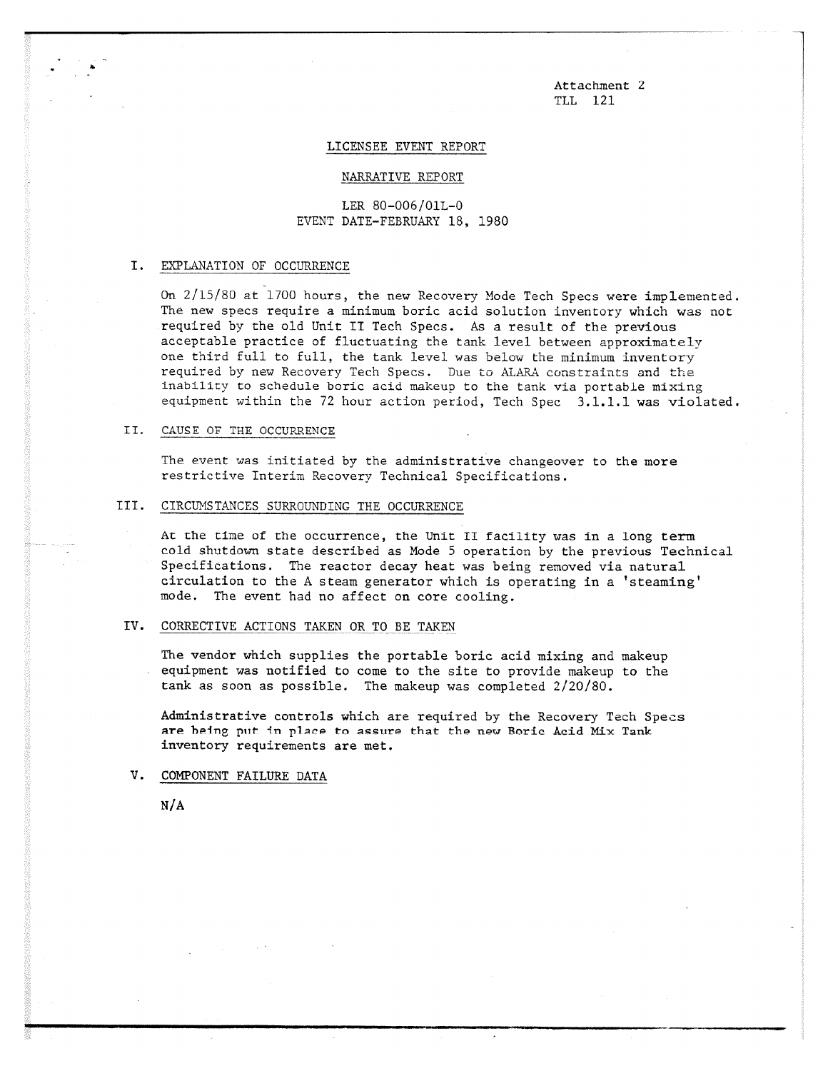Attachment 2
TLL 121

# LICENSEE EVENT REPORT

## NARRATIVE REPORT

LER 80-006/01L-0
EVENT DATE-FEBRUARY 18, 1980

## I. EXPLANATION OF OCCURRENCE

On 2/15/80 at 1700 hours, the new Recovery Mode Tech Specs were implemented. The new specs require a minimum boric acid solution inventory which was not required by the old Unit II Tech Specs. As a result of the previous acceptable practice of fluctuating the tank level between approximately one third full to full, the tank level was below the minimum inventory required by new Recovery Tech Specs. Due to ALARA constraints and the inability to schedule boric acid makeup to the tank via portable mixing equipment within the 72 hour action period, Tech Spec 3.1.1.1 was violated.

## II. CAUSE OF THE OCCURRENCE

The event was initiated by the administrative changeover to the more restrictive Interim Recovery Technical Specifications.

## III. CIRCUMSTANCES SURROUNDING THE OCCURRENCE

At the time of the occurrence, the Unit II facility was in a long term cold shutdown state described as Mode 5 operation by the previous Technical Specifications. The reactor decay heat was being removed via natural circulation to the A steam generator which is operating in a 'steaming' mode. The event had no affect on core cooling.

## IV. CORRECTIVE ACTIONS TAKEN OR TO BE TAKEN

The vendor which supplies the portable boric acid mixing and makeup equipment was notified to come to the site to provide makeup to the tank as soon as possible. The makeup was completed 2/20/80.

Administrative controls which are required by the Recovery Tech Specs are being put in place to assure that the new Boric Acid Mix Tank inventory requirements are met.

## V. COMPONENT FAILURE DATA

N/A